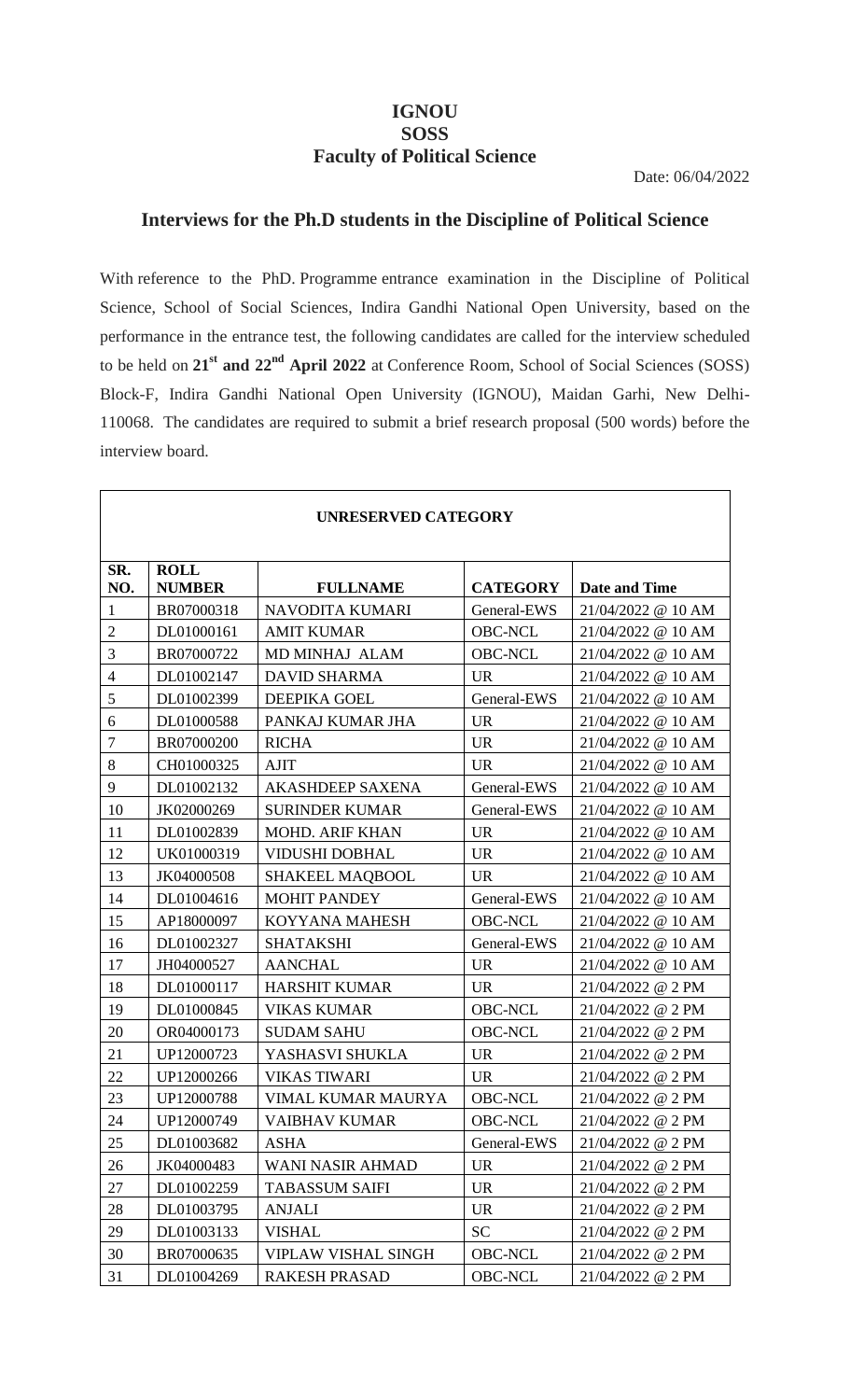# IGNOU
## SOSS
## Faculty of Political Science

Date: 06/04/2022

## Interviews for the Ph.D students in the Discipline of Political Science

With reference to the PhD. Programme entrance examination in the Discipline of Political Science, School of Social Sciences, Indira Gandhi National Open University, based on the performance in the entrance test, the following candidates are called for the interview scheduled to be held on **21st and 22nd April 2022** at Conference Room, School of Social Sciences (SOSS) Block-F, Indira Gandhi National Open University (IGNOU), Maidan Garhi, New Delhi-110068. The candidates are required to submit a brief research proposal (500 words) before the interview board.

| **UNRESERVED CATEGORY** | | | | |
|---|---|---|---|---|
| **SR. NO.** | **ROLL NUMBER** | **FULLNAME** | **CATEGORY** | **Date and Time** |
| 1 | BR07000318 | NAVODITA KUMARI | General-EWS | 21/04/2022 @ 10 AM |
| 2 | DL01000161 | AMIT KUMAR | OBC-NCL | 21/04/2022 @ 10 AM |
| 3 | BR07000722 | MD MINHAJ ALAM | OBC-NCL | 21/04/2022 @ 10 AM |
| 4 | DL01002147 | DAVID SHARMA | UR | 21/04/2022 @ 10 AM |
| 5 | DL01002399 | DEEPIKA GOEL | General-EWS | 21/04/2022 @ 10 AM |
| 6 | DL01000588 | PANKAJ KUMAR JHA | UR | 21/04/2022 @ 10 AM |
| 7 | BR07000200 | RICHA | UR | 21/04/2022 @ 10 AM |
| 8 | CH01000325 | AJIT | UR | 21/04/2022 @ 10 AM |
| 9 | DL01002132 | AKASHDEEP SAXENA | General-EWS | 21/04/2022 @ 10 AM |
| 10 | JK02000269 | SURINDER KUMAR | General-EWS | 21/04/2022 @ 10 AM |
| 11 | DL01002839 | MOHD. ARIF KHAN | UR | 21/04/2022 @ 10 AM |
| 12 | UK01000319 | VIDUSHI DOBHAL | UR | 21/04/2022 @ 10 AM |
| 13 | JK04000508 | SHAKEEL MAQBOOL | UR | 21/04/2022 @ 10 AM |
| 14 | DL01004616 | MOHIT PANDEY | General-EWS | 21/04/2022 @ 10 AM |
| 15 | AP18000097 | KOYYANA MAHESH | OBC-NCL | 21/04/2022 @ 10 AM |
| 16 | DL01002327 | SHATAKSHI | General-EWS | 21/04/2022 @ 10 AM |
| 17 | JH04000527 | AANCHAL | UR | 21/04/2022 @ 10 AM |
| 18 | DL01000117 | HARSHIT KUMAR | UR | 21/04/2022 @ 2 PM |
| 19 | DL01000845 | VIKAS KUMAR | OBC-NCL | 21/04/2022 @ 2 PM |
| 20 | OR04000173 | SUDAM SAHU | OBC-NCL | 21/04/2022 @ 2 PM |
| 21 | UP12000723 | YASHASVI SHUKLA | UR | 21/04/2022 @ 2 PM |
| 22 | UP12000266 | VIKAS TIWARI | UR | 21/04/2022 @ 2 PM |
| 23 | UP12000788 | VIMAL KUMAR MAURYA | OBC-NCL | 21/04/2022 @ 2 PM |
| 24 | UP12000749 | VAIBHAV KUMAR | OBC-NCL | 21/04/2022 @ 2 PM |
| 25 | DL01003682 | ASHA | General-EWS | 21/04/2022 @ 2 PM |
| 26 | JK04000483 | WANI NASIR AHMAD | UR | 21/04/2022 @ 2 PM |
| 27 | DL01002259 | TABASSUM SAIFI | UR | 21/04/2022 @ 2 PM |
| 28 | DL01003795 | ANJALI | UR | 21/04/2022 @ 2 PM |
| 29 | DL01003133 | VISHAL | SC | 21/04/2022 @ 2 PM |
| 30 | BR07000635 | VIPLAW VISHAL SINGH | OBC-NCL | 21/04/2022 @ 2 PM |
| 31 | DL01004269 | RAKESH PRASAD | OBC-NCL | 21/04/2022 @ 2 PM |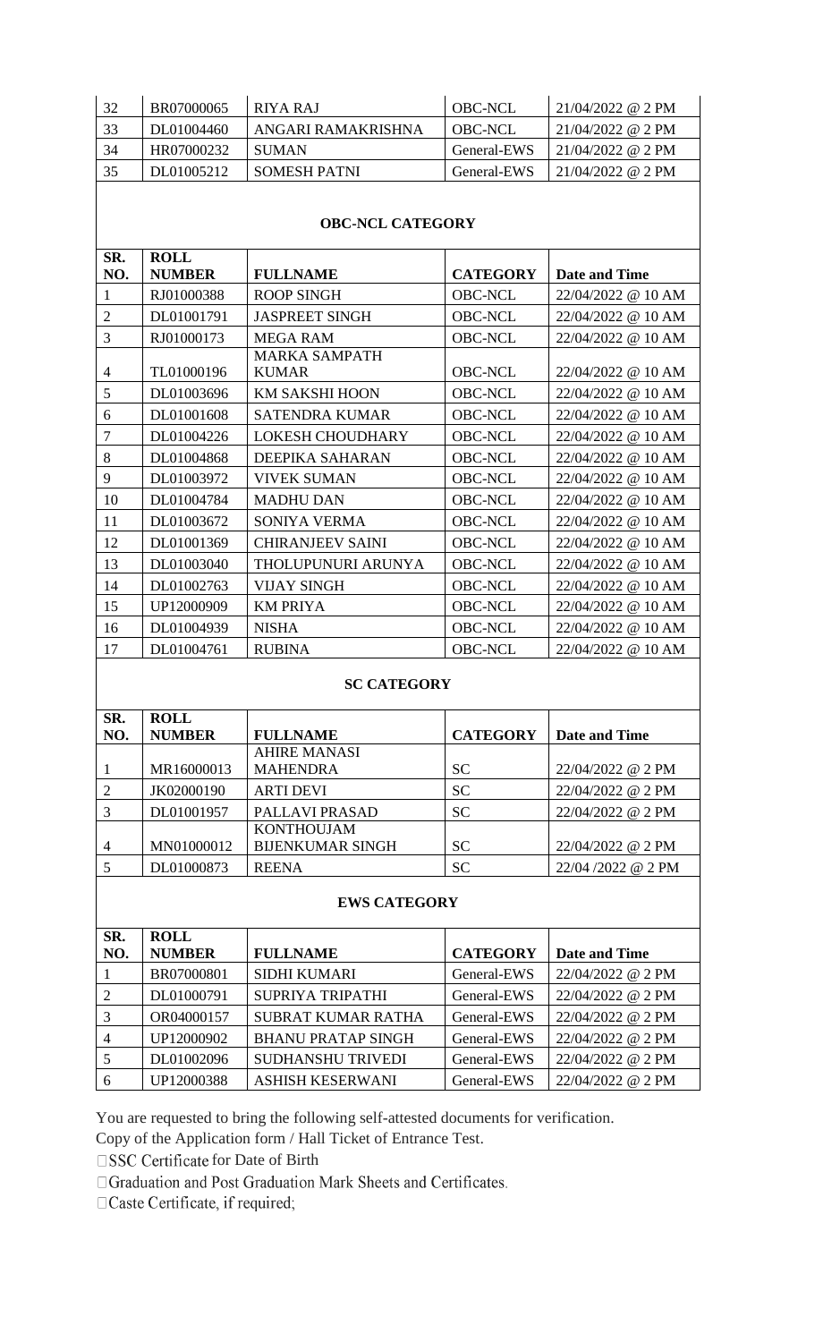| 32 | BR07000065 | RIYA RAJ | OBC-NCL | 21/04/2022 @ 2 PM |
|---|---|---|---|---|
| 33 | DL01004460 | ANGARI RAMAKRISHNA | OBC-NCL | 21/04/2022 @ 2 PM |
| 34 | HR07000232 | SUMAN | General-EWS | 21/04/2022 @ 2 PM |
| 35 | DL01005212 | SOMESH PATNI | General-EWS | 21/04/2022 @ 2 PM |

**OBC-NCL CATEGORY**

| SR. NO. | ROLL NUMBER | FULLNAME | CATEGORY | Date and Time |
|---|---|---|---|---|
| 1 | RJ01000388 | ROOP SINGH | OBC-NCL | 22/04/2022 @ 10 AM |
| 2 | DL01001791 | JASPREET SINGH | OBC-NCL | 22/04/2022 @ 10 AM |
| 3 | RJ01000173 | MEGA RAM | OBC-NCL | 22/04/2022 @ 10 AM |
| 4 | TL01000196 | MARKA SAMPATH KUMAR | OBC-NCL | 22/04/2022 @ 10 AM |
| 5 | DL01003696 | KM SAKSHI HOON | OBC-NCL | 22/04/2022 @ 10 AM |
| 6 | DL01001608 | SATENDRA KUMAR | OBC-NCL | 22/04/2022 @ 10 AM |
| 7 | DL01004226 | LOKESH CHOUDHARY | OBC-NCL | 22/04/2022 @ 10 AM |
| 8 | DL01004868 | DEEPIKA SAHARAN | OBC-NCL | 22/04/2022 @ 10 AM |
| 9 | DL01003972 | VIVEK SUMAN | OBC-NCL | 22/04/2022 @ 10 AM |
| 10 | DL01004784 | MADHU DAN | OBC-NCL | 22/04/2022 @ 10 AM |
| 11 | DL01003672 | SONIYA VERMA | OBC-NCL | 22/04/2022 @ 10 AM |
| 12 | DL01001369 | CHIRANJEEV SAINI | OBC-NCL | 22/04/2022 @ 10 AM |
| 13 | DL01003040 | THOLUPUNURI ARUNYA | OBC-NCL | 22/04/2022 @ 10 AM |
| 14 | DL01002763 | VIJAY SINGH | OBC-NCL | 22/04/2022 @ 10 AM |
| 15 | UP12000909 | KM PRIYA | OBC-NCL | 22/04/2022 @ 10 AM |
| 16 | DL01004939 | NISHA | OBC-NCL | 22/04/2022 @ 10 AM |
| 17 | DL01004761 | RUBINA | OBC-NCL | 22/04/2022 @ 10 AM |

**SC CATEGORY**

| SR. NO. | ROLL NUMBER | FULLNAME | CATEGORY | Date and Time |
|---|---|---|---|---|
| 1 | MR16000013 | AHIRE MANASI MAHENDRA | SC | 22/04/2022 @ 2 PM |
| 2 | JK02000190 | ARTI DEVI | SC | 22/04/2022 @ 2 PM |
| 3 | DL01001957 | PALLAVI PRASAD | SC | 22/04/2022 @ 2 PM |
| 4 | MN01000012 | KONTHOUJAM BIJENKUMAR SINGH | SC | 22/04/2022 @ 2 PM |
| 5 | DL01000873 | REENA | SC | 22/04 /2022 @ 2 PM |

**EWS CATEGORY**

| SR. NO. | ROLL NUMBER | FULLNAME | CATEGORY | Date and Time |
|---|---|---|---|---|
| 1 | BR07000801 | SIDHI KUMARI | General-EWS | 22/04/2022 @ 2 PM |
| 2 | DL01000791 | SUPRIYA TRIPATHI | General-EWS | 22/04/2022 @ 2 PM |
| 3 | OR04000157 | SUBRAT KUMAR RATHA | General-EWS | 22/04/2022 @ 2 PM |
| 4 | UP12000902 | BHANU PRATAP SINGH | General-EWS | 22/04/2022 @ 2 PM |
| 5 | DL01002096 | SUDHANSHU TRIVEDI | General-EWS | 22/04/2022 @ 2 PM |
| 6 | UP12000388 | ASHISH KESERWANI | General-EWS | 22/04/2022 @ 2 PM |

You are requested to bring the following self-attested documents for verification.

Copy of the Application form / Hall Ticket of Entrance Test.

- SSC Certificate for Date of Birth
- Graduation and Post Graduation Mark Sheets and Certificates.
- Caste Certificate, if required;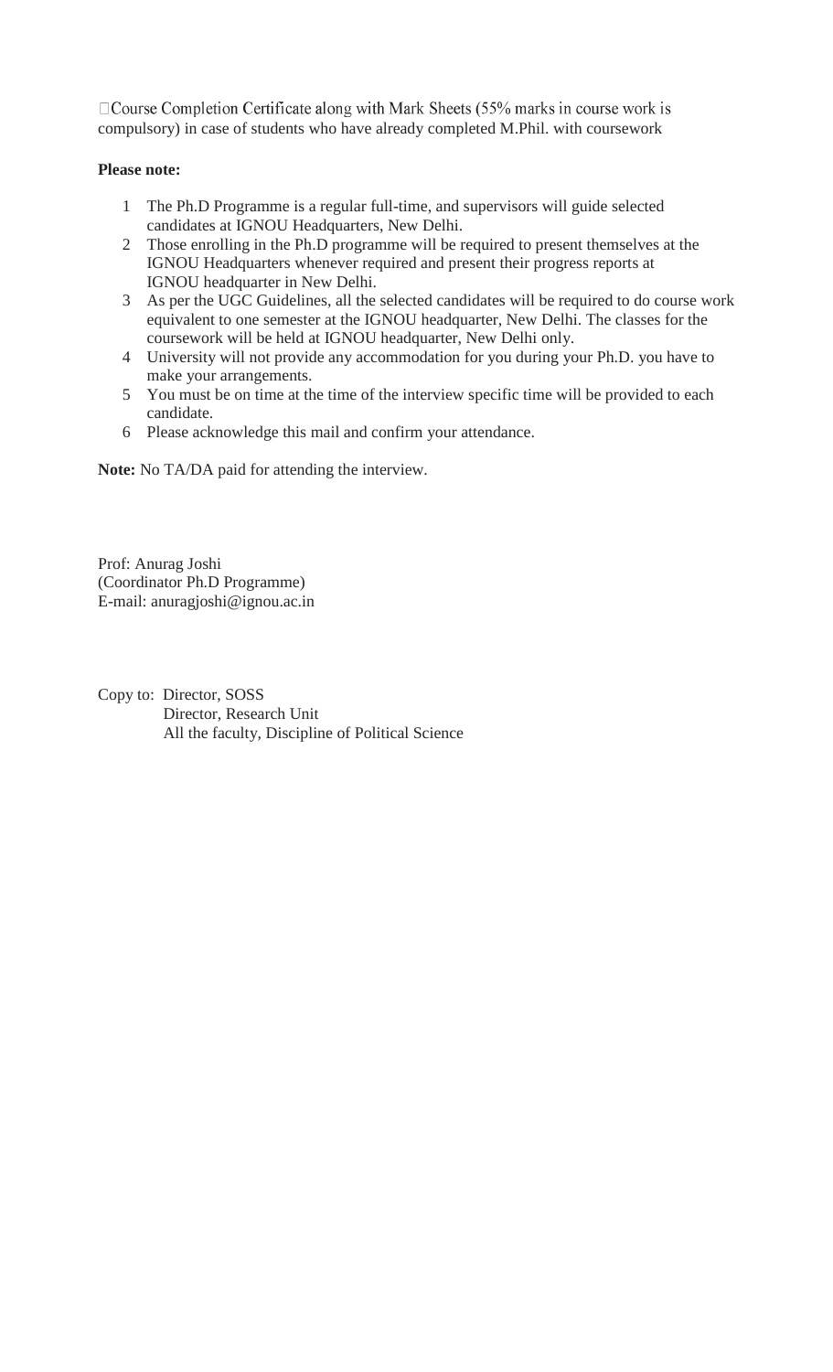Course Completion Certificate along with Mark Sheets (55% marks in course work is compulsory) in case of students who have already completed M.Phil. with coursework

**Please note:**

1. The Ph.D Programme is a regular full-time, and supervisors will guide selected candidates at IGNOU Headquarters, New Delhi.
2. Those enrolling in the Ph.D programme will be required to present themselves at the IGNOU Headquarters whenever required and present their progress reports at IGNOU headquarter in New Delhi.
3. As per the UGC Guidelines, all the selected candidates will be required to do course work equivalent to one semester at the IGNOU headquarter, New Delhi. The classes for the coursework will be held at IGNOU headquarter, New Delhi only.
4. University will not provide any accommodation for you during your Ph.D. you have to make your arrangements.
5. You must be on time at the time of the interview specific time will be provided to each candidate.
6. Please acknowledge this mail and confirm your attendance.

**Note:** No TA/DA paid for attending the interview.

Prof: Anurag Joshi
(Coordinator Ph.D Programme)
E-mail: anuragjoshi@ignou.ac.in

Copy to: Director, SOSS
Director, Research Unit
All the faculty, Discipline of Political Science